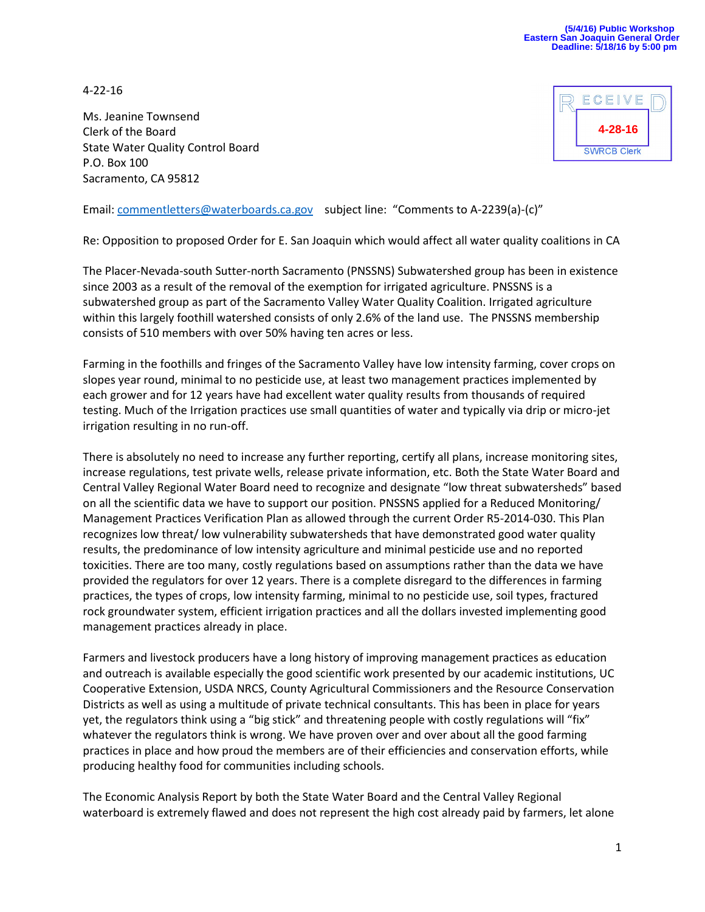(5/4/16) Public Workshop
Eastern San Joaquin General Order
Deadline: 5/18/16 by 5:00 pm

4-22-16

RECEIVED
4-28-16
SWRCB Clerk

Ms. Jeanine Townsend
Clerk of the Board
State Water Quality Control Board
P.O. Box 100
Sacramento, CA 95812

Email: commentletters@waterboards.ca.gov subject line: "Comments to A-2239(a)-(c)"

Re: Opposition to proposed Order for E. San Joaquin which would affect all water quality coalitions in CA

The Placer-Nevada-south Sutter-north Sacramento (PNSSNS) Subwatershed group has been in existence since 2003 as a result of the removal of the exemption for irrigated agriculture. PNSSNS is a subwatershed group as part of the Sacramento Valley Water Quality Coalition. Irrigated agriculture within this largely foothill watershed consists of only 2.6% of the land use. The PNSSNS membership consists of 510 members with over 50% having ten acres or less.

Farming in the foothills and fringes of the Sacramento Valley have low intensity farming, cover crops on slopes year round, minimal to no pesticide use, at least two management practices implemented by each grower and for 12 years have had excellent water quality results from thousands of required testing. Much of the Irrigation practices use small quantities of water and typically via drip or micro-jet irrigation resulting in no run-off.

There is absolutely no need to increase any further reporting, certify all plans, increase monitoring sites, increase regulations, test private wells, release private information, etc. Both the State Water Board and Central Valley Regional Water Board need to recognize and designate "low threat subwatersheds" based on all the scientific data we have to support our position. PNSSNS applied for a Reduced Monitoring/ Management Practices Verification Plan as allowed through the current Order R5-2014-030. This Plan recognizes low threat/ low vulnerability subwatersheds that have demonstrated good water quality results, the predominance of low intensity agriculture and minimal pesticide use and no reported toxicities. There are too many, costly regulations based on assumptions rather than the data we have provided the regulators for over 12 years. There is a complete disregard to the differences in farming practices, the types of crops, low intensity farming, minimal to no pesticide use, soil types, fractured rock groundwater system, efficient irrigation practices and all the dollars invested implementing good management practices already in place.

Farmers and livestock producers have a long history of improving management practices as education and outreach is available especially the good scientific work presented by our academic institutions, UC Cooperative Extension, USDA NRCS, County Agricultural Commissioners and the Resource Conservation Districts as well as using a multitude of private technical consultants. This has been in place for years yet, the regulators think using a "big stick" and threatening people with costly regulations will "fix" whatever the regulators think is wrong. We have proven over and over about all the good farming practices in place and how proud the members are of their efficiencies and conservation efforts, while producing healthy food for communities including schools.

The Economic Analysis Report by both the State Water Board and the Central Valley Regional waterboard is extremely flawed and does not represent the high cost already paid by farmers, let alone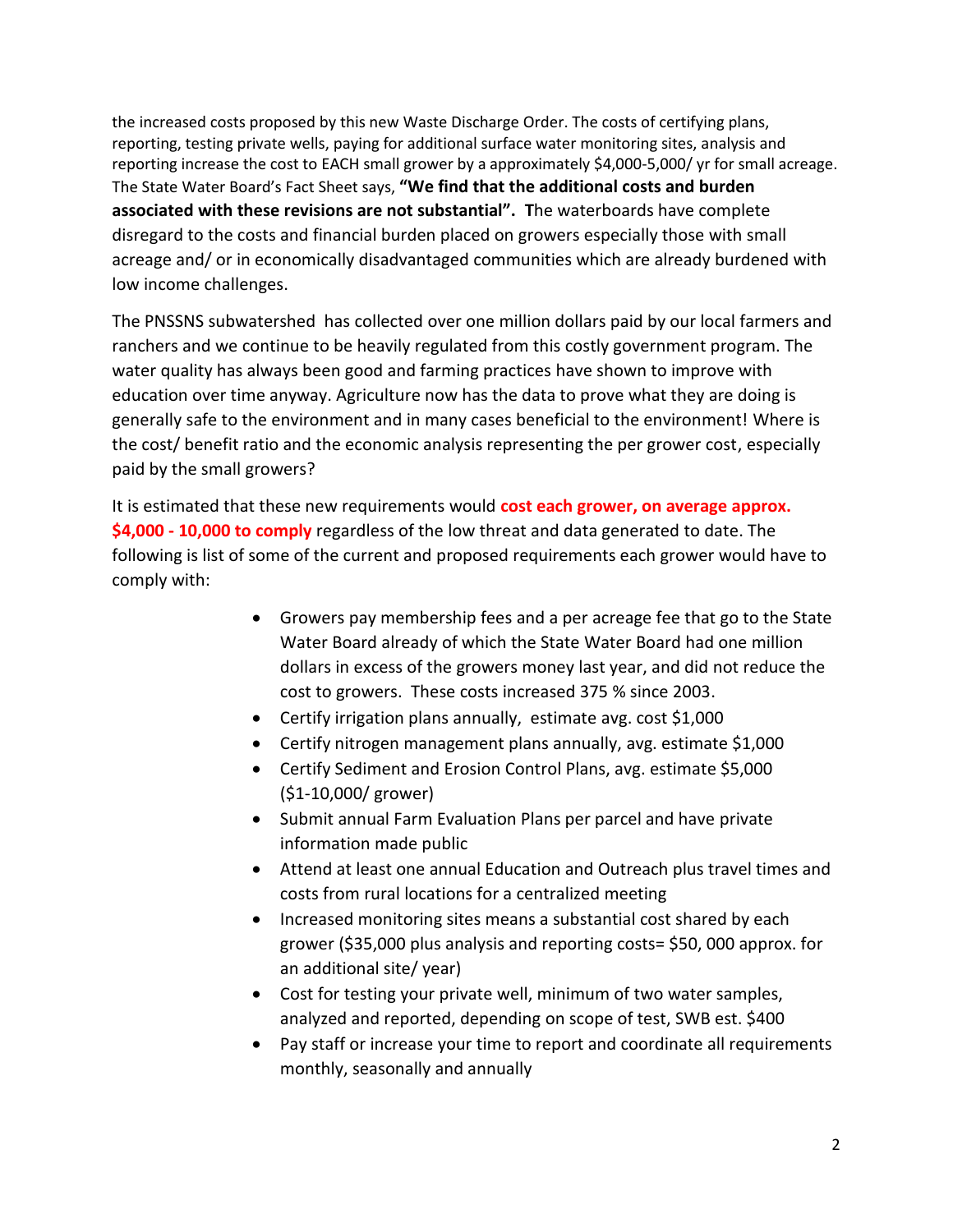the increased costs proposed by this new Waste Discharge Order. The costs of certifying plans, reporting, testing private wells, paying for additional surface water monitoring sites, analysis and reporting increase the cost to EACH small grower by a approximately $4,000-5,000/ yr for small acreage. The State Water Board's Fact Sheet says, **"We find that the additional costs and burden associated with these revisions are not substantial". T**he waterboards have complete disregard to the costs and financial burden placed on growers especially those with small acreage and/ or in economically disadvantaged communities which are already burdened with low income challenges.

The PNSSNS subwatershed has collected over one million dollars paid by our local farmers and ranchers and we continue to be heavily regulated from this costly government program. The water quality has always been good and farming practices have shown to improve with education over time anyway. Agriculture now has the data to prove what they are doing is generally safe to the environment and in many cases beneficial to the environment! Where is the cost/ benefit ratio and the economic analysis representing the per grower cost, especially paid by the small growers?

It is estimated that these new requirements would **cost each grower, on average approx. $4,000 - 10,000 to comply** regardless of the low threat and data generated to date. The following is list of some of the current and proposed requirements each grower would have to comply with:

- Growers pay membership fees and a per acreage fee that go to the State Water Board already of which the State Water Board had one million dollars in excess of the growers money last year, and did not reduce the cost to growers. These costs increased 375 % since 2003.
- Certify irrigation plans annually, estimate avg. cost $1,000
- Certify nitrogen management plans annually, avg. estimate $1,000
- Certify Sediment and Erosion Control Plans, avg. estimate $5,000 ($1-10,000/ grower)
- Submit annual Farm Evaluation Plans per parcel and have private information made public
- Attend at least one annual Education and Outreach plus travel times and costs from rural locations for a centralized meeting
- Increased monitoring sites means a substantial cost shared by each grower ($35,000 plus analysis and reporting costs= $50, 000 approx. for an additional site/ year)
- Cost for testing your private well, minimum of two water samples, analyzed and reported, depending on scope of test, SWB est. $400
- Pay staff or increase your time to report and coordinate all requirements monthly, seasonally and annually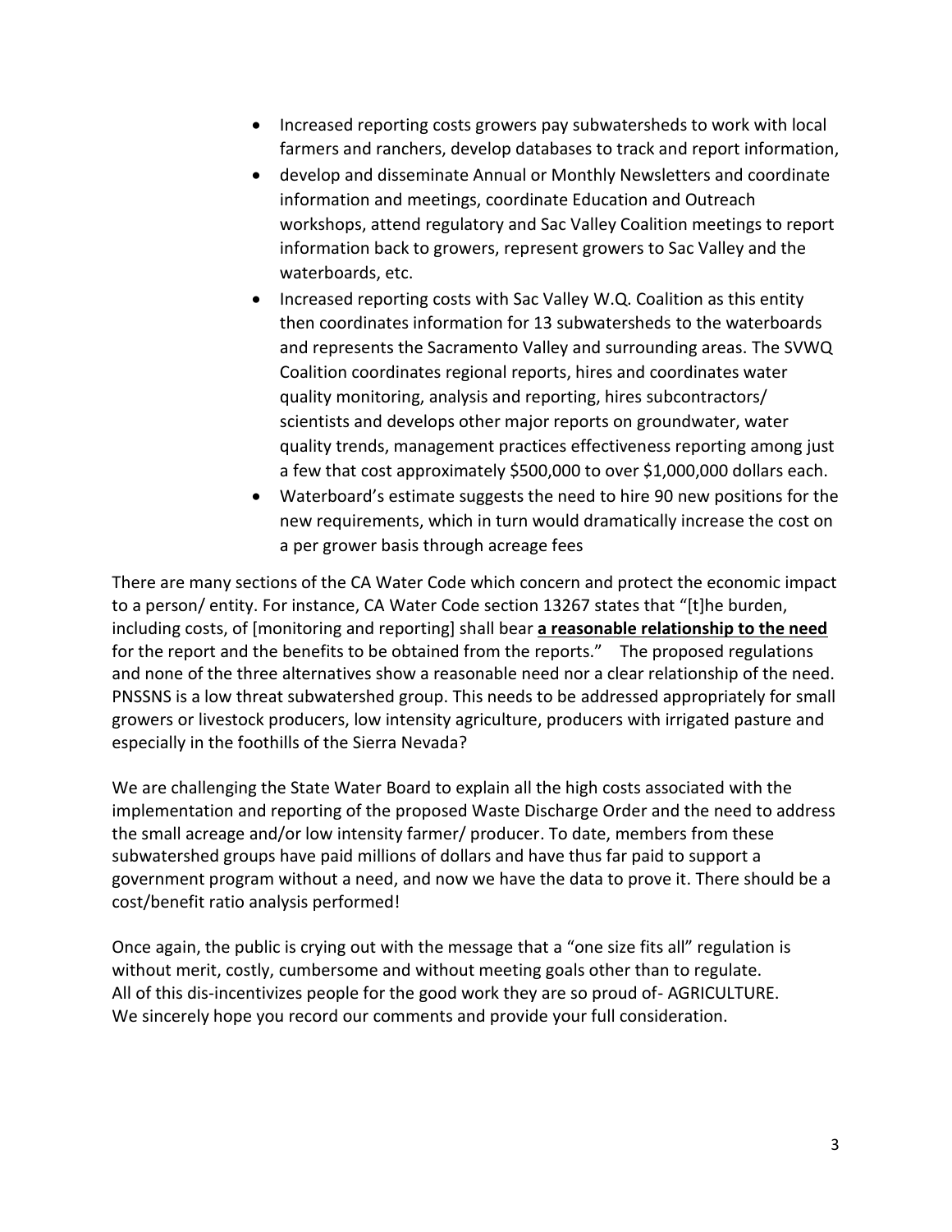- Increased reporting costs growers pay subwatersheds to work with local farmers and ranchers, develop databases to track and report information,
- develop and disseminate Annual or Monthly Newsletters and coordinate information and meetings, coordinate Education and Outreach workshops, attend regulatory and Sac Valley Coalition meetings to report information back to growers, represent growers to Sac Valley and the waterboards, etc.
- Increased reporting costs with Sac Valley W.Q. Coalition as this entity then coordinates information for 13 subwatersheds to the waterboards and represents the Sacramento Valley and surrounding areas. The SVWQ Coalition coordinates regional reports, hires and coordinates water quality monitoring, analysis and reporting, hires subcontractors/ scientists and develops other major reports on groundwater, water quality trends, management practices effectiveness reporting among just a few that cost approximately $500,000 to over $1,000,000 dollars each.
- Waterboard's estimate suggests the need to hire 90 new positions for the new requirements, which in turn would dramatically increase the cost on a per grower basis through acreage fees

There are many sections of the CA Water Code which concern and protect the economic impact to a person/ entity. For instance, CA Water Code section 13267 states that "[t]he burden, including costs, of [monitoring and reporting] shall bear **<u>a reasonable relationship to the need</u>** for the report and the benefits to be obtained from the reports." The proposed regulations and none of the three alternatives show a reasonable need nor a clear relationship of the need. PNSSNS is a low threat subwatershed group. This needs to be addressed appropriately for small growers or livestock producers, low intensity agriculture, producers with irrigated pasture and especially in the foothills of the Sierra Nevada?

We are challenging the State Water Board to explain all the high costs associated with the implementation and reporting of the proposed Waste Discharge Order and the need to address the small acreage and/or low intensity farmer/ producer. To date, members from these subwatershed groups have paid millions of dollars and have thus far paid to support a government program without a need, and now we have the data to prove it. There should be a cost/benefit ratio analysis performed!

Once again, the public is crying out with the message that a "one size fits all" regulation is without merit, costly, cumbersome and without meeting goals other than to regulate. All of this dis-incentivizes people for the good work they are so proud of- AGRICULTURE. We sincerely hope you record our comments and provide your full consideration.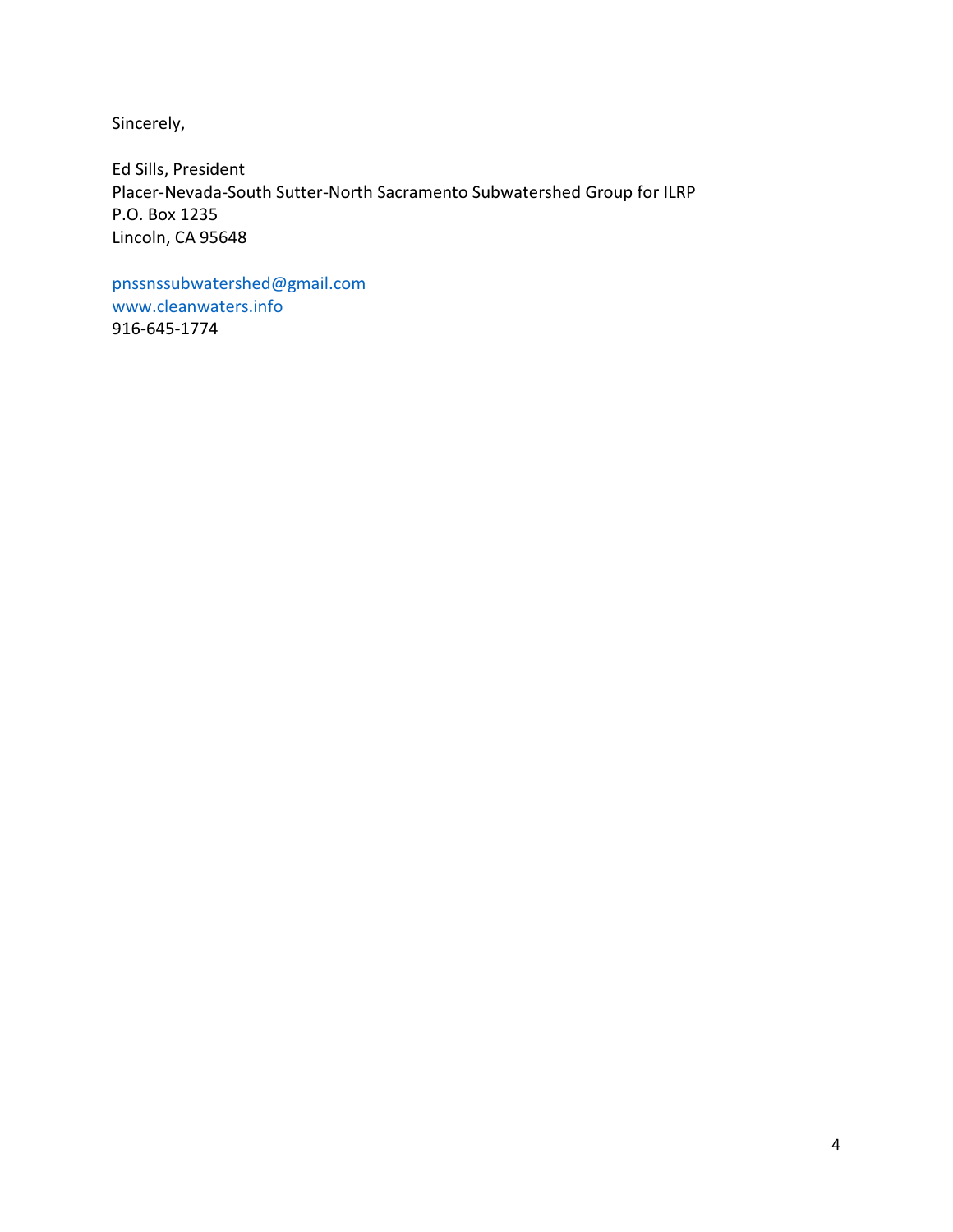Sincerely,

Ed Sills, President  
Placer-Nevada-South Sutter-North Sacramento Subwatershed Group for ILRP  
P.O. Box 1235  
Lincoln, CA 95648

pnssnssubwatershed@gmail.com  
www.cleanwaters.info  
916-645-1774